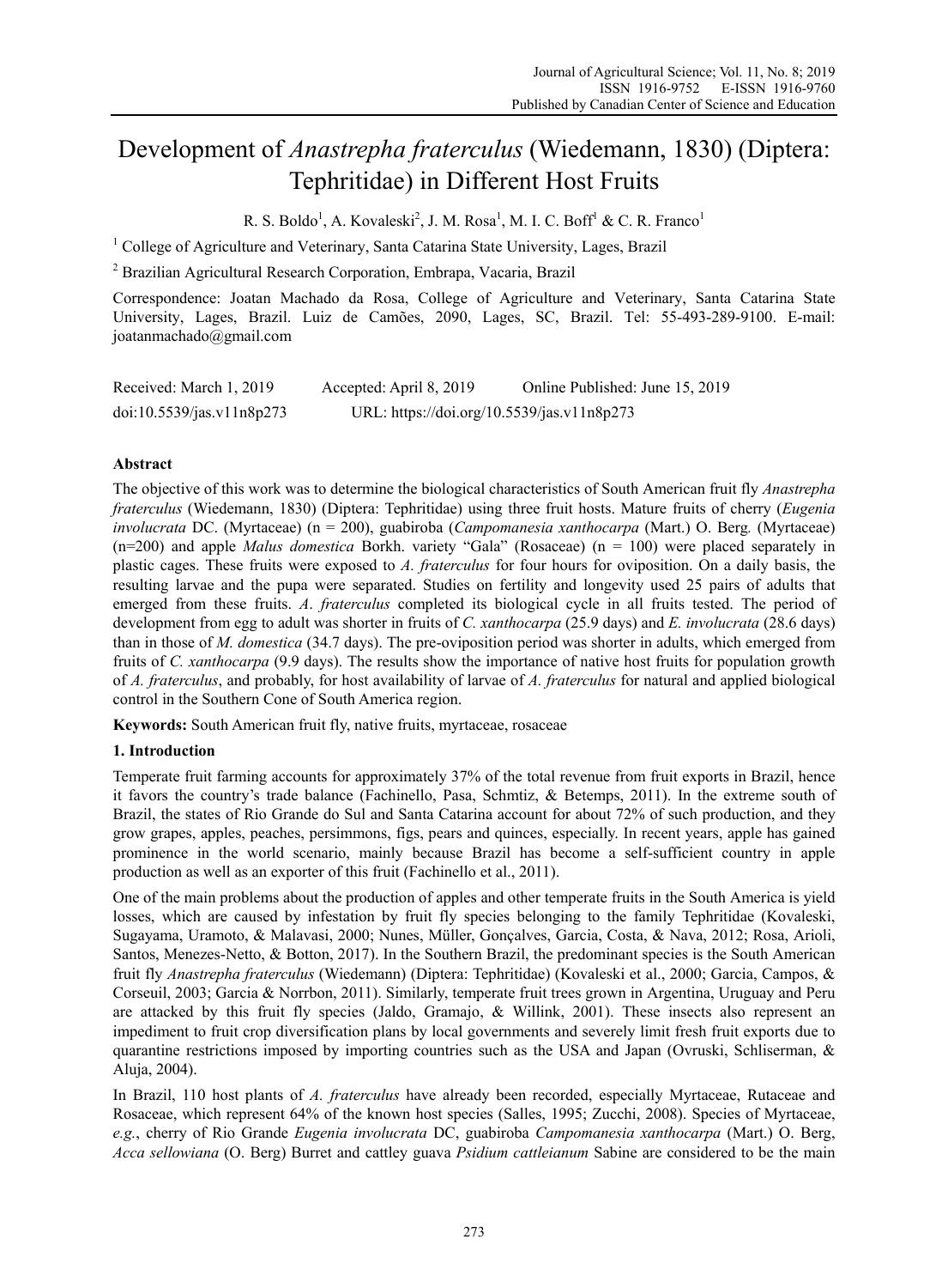# Development of *Anastrepha fraterculus* (Wiedemann, 1830) (Diptera: Tephritidae) in Different Host Fruits

R. S. Boldo[1], A. Kovaleski[2], J. M. Rosa[1], M. I. C. Boff[1] & C. R. Franco[1]

[1] College of Agriculture and Veterinary, Santa Catarina State University, Lages, Brazil

[2] Brazilian Agricultural Research Corporation, Embrapa, Vacaria, Brazil

Correspondence: Joatan Machado da Rosa, College of Agriculture and Veterinary, Santa Catarina State University, Lages, Brazil. Luiz de Camões, 2090, Lages, SC, Brazil. Tel: 55-493-289-9100. E-mail: joatanmachado@gmail.com

Received: March 1, 2019 Accepted: April 8, 2019 Online Published: June 15, 2019

doi:10.5539/jas.v11n8p273 URL: https://doi.org/10.5539/jas.v11n8p273

## Abstract

The objective of this work was to determine the biological characteristics of South American fruit fly *Anastrepha fraterculus* (Wiedemann, 1830) (Diptera: Tephritidae) using three fruit hosts. Mature fruits of cherry (*Eugenia involucrata* DC. (Myrtaceae) (n = 200), guabiroba (*Campomanesia xanthocarpa* (Mart.) O. Berg. (Myrtaceae) (n=200) and apple *Malus domestica* Borkh. variety "Gala" (Rosaceae) (n = 100) were placed separately in plastic cages. These fruits were exposed to *A. fraterculus* for four hours for oviposition. On a daily basis, the resulting larvae and the pupa were separated. Studies on fertility and longevity used 25 pairs of adults that emerged from these fruits. *A. fraterculus* completed its biological cycle in all fruits tested. The period of development from egg to adult was shorter in fruits of *C. xanthocarpa* (25.9 days) and *E. involucrata* (28.6 days) than in those of *M. domestica* (34.7 days). The pre-oviposition period was shorter in adults, which emerged from fruits of *C. xanthocarpa* (9.9 days). The results show the importance of native host fruits for population growth of *A. fraterculus*, and probably, for host availability of larvae of *A. fraterculus* for natural and applied biological control in the Southern Cone of South America region.

**Keywords:** South American fruit fly, native fruits, myrtaceae, rosaceae

## 1. Introduction

Temperate fruit farming accounts for approximately 37% of the total revenue from fruit exports in Brazil, hence it favors the country's trade balance (Fachinello, Pasa, Schmtiz, & Betemps, 2011). In the extreme south of Brazil, the states of Rio Grande do Sul and Santa Catarina account for about 72% of such production, and they grow grapes, apples, peaches, persimmons, figs, pears and quinces, especially. In recent years, apple has gained prominence in the world scenario, mainly because Brazil has become a self-sufficient country in apple production as well as an exporter of this fruit (Fachinello et al., 2011).

One of the main problems about the production of apples and other temperate fruits in the South America is yield losses, which are caused by infestation by fruit fly species belonging to the family Tephritidae (Kovaleski, Sugayama, Uramoto, & Malavasi, 2000; Nunes, Müller, Gonçalves, Garcia, Costa, & Nava, 2012; Rosa, Arioli, Santos, Menezes-Netto, & Botton, 2017). In the Southern Brazil, the predominant species is the South American fruit fly *Anastrepha fraterculus* (Wiedemann) (Diptera: Tephritidae) (Kovaleski et al., 2000; Garcia, Campos, & Corseuil, 2003; Garcia & Norrbon, 2011). Similarly, temperate fruit trees grown in Argentina, Uruguay and Peru are attacked by this fruit fly species (Jaldo, Gramajo, & Willink, 2001). These insects also represent an impediment to fruit crop diversification plans by local governments and severely limit fresh fruit exports due to quarantine restrictions imposed by importing countries such as the USA and Japan (Ovruski, Schliserman, & Aluja, 2004).

In Brazil, 110 host plants of *A. fraterculus* have already been recorded, especially Myrtaceae, Rutaceae and Rosaceae, which represent 64% of the known host species (Salles, 1995; Zucchi, 2008). Species of Myrtaceae, *e.g.*, cherry of Rio Grande *Eugenia involucrata* DC, guabiroba *Campomanesia xanthocarpa* (Mart.) O. Berg, *Acca sellowiana* (O. Berg) Burret and cattley guava *Psidium cattleianum* Sabine are considered to be the main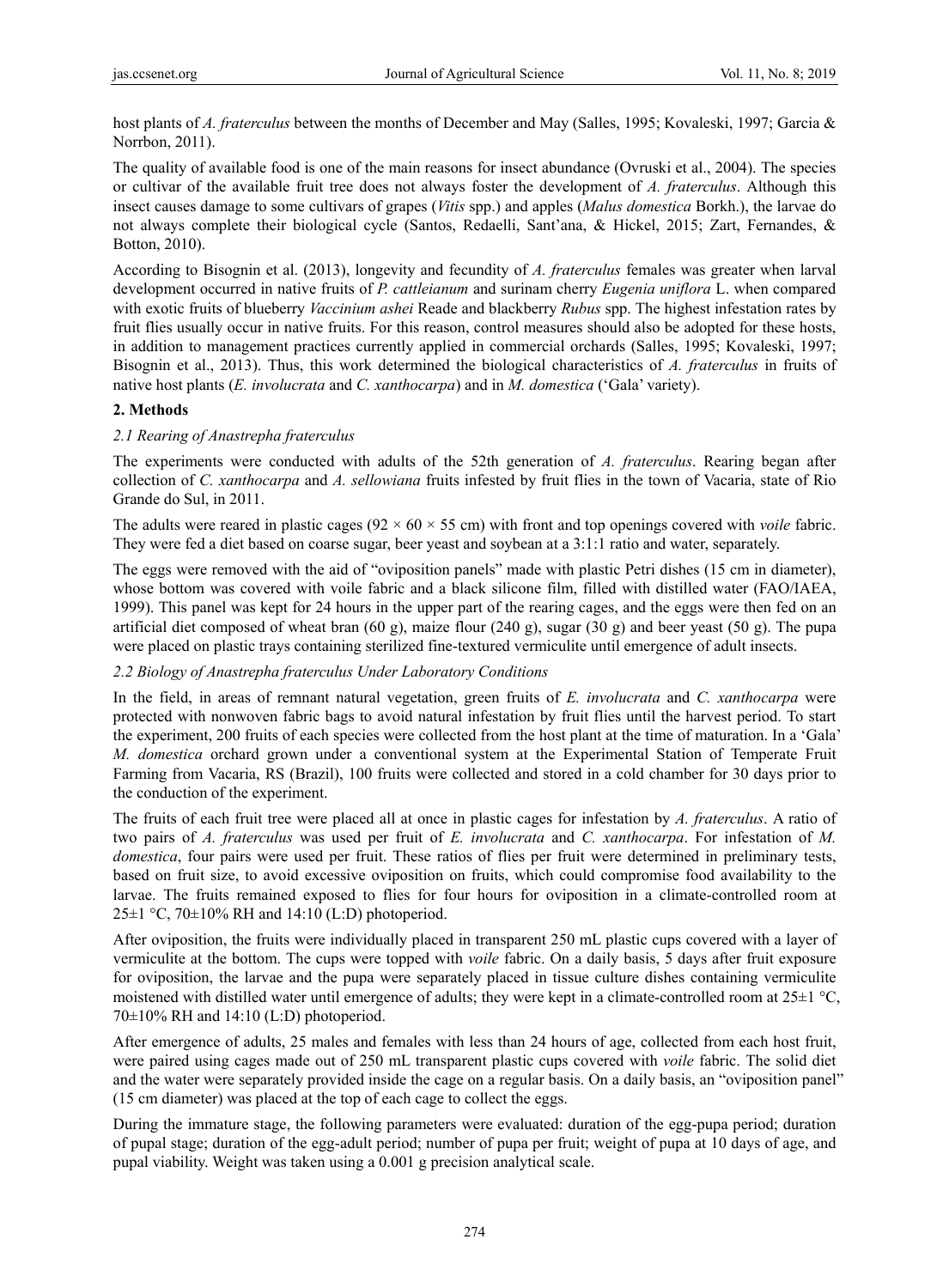host plants of *A. fraterculus* between the months of December and May (Salles, 1995; Kovaleski, 1997; Garcia & Norrbon, 2011).

The quality of available food is one of the main reasons for insect abundance (Ovruski et al., 2004). The species or cultivar of the available fruit tree does not always foster the development of *A. fraterculus*. Although this insect causes damage to some cultivars of grapes (*Vitis* spp.) and apples (*Malus domestica* Borkh.), the larvae do not always complete their biological cycle (Santos, Redaelli, Sant'ana, & Hickel, 2015; Zart, Fernandes, & Botton, 2010).

According to Bisognin et al. (2013), longevity and fecundity of *A. fraterculus* females was greater when larval development occurred in native fruits of *P. cattleianum* and surinam cherry *Eugenia uniflora* L. when compared with exotic fruits of blueberry *Vaccinium ashei* Reade and blackberry *Rubus* spp. The highest infestation rates by fruit flies usually occur in native fruits. For this reason, control measures should also be adopted for these hosts, in addition to management practices currently applied in commercial orchards (Salles, 1995; Kovaleski, 1997; Bisognin et al., 2013). Thus, this work determined the biological characteristics of *A. fraterculus* in fruits of native host plants (*E. involucrata* and *C. xanthocarpa*) and in *M. domestica* ('Gala' variety).

## 2. Methods

### *2.1 Rearing of Anastrepha fraterculus*

The experiments were conducted with adults of the 52th generation of *A. fraterculus*. Rearing began after collection of *C. xanthocarpa* and *A. sellowiana* fruits infested by fruit flies in the town of Vacaria, state of Rio Grande do Sul, in 2011.

The adults were reared in plastic cages (92 × 60 × 55 cm) with front and top openings covered with *voile* fabric. They were fed a diet based on coarse sugar, beer yeast and soybean at a 3:1:1 ratio and water, separately.

The eggs were removed with the aid of "oviposition panels" made with plastic Petri dishes (15 cm in diameter), whose bottom was covered with voile fabric and a black silicone film, filled with distilled water (FAO/IAEA, 1999). This panel was kept for 24 hours in the upper part of the rearing cages, and the eggs were then fed on an artificial diet composed of wheat bran (60 g), maize flour (240 g), sugar (30 g) and beer yeast (50 g). The pupa were placed on plastic trays containing sterilized fine-textured vermiculite until emergence of adult insects.

### *2.2 Biology of Anastrepha fraterculus Under Laboratory Conditions*

In the field, in areas of remnant natural vegetation, green fruits of *E. involucrata* and *C. xanthocarpa* were protected with nonwoven fabric bags to avoid natural infestation by fruit flies until the harvest period. To start the experiment, 200 fruits of each species were collected from the host plant at the time of maturation. In a 'Gala' *M. domestica* orchard grown under a conventional system at the Experimental Station of Temperate Fruit Farming from Vacaria, RS (Brazil), 100 fruits were collected and stored in a cold chamber for 30 days prior to the conduction of the experiment.

The fruits of each fruit tree were placed all at once in plastic cages for infestation by *A. fraterculus*. A ratio of two pairs of *A. fraterculus* was used per fruit of *E. involucrata* and *C. xanthocarpa*. For infestation of *M. domestica*, four pairs were used per fruit. These ratios of flies per fruit were determined in preliminary tests, based on fruit size, to avoid excessive oviposition on fruits, which could compromise food availability to the larvae. The fruits remained exposed to flies for four hours for oviposition in a climate-controlled room at 25±1 °C, 70±10% RH and 14:10 (L:D) photoperiod.

After oviposition, the fruits were individually placed in transparent 250 mL plastic cups covered with a layer of vermiculite at the bottom. The cups were topped with *voile* fabric. On a daily basis, 5 days after fruit exposure for oviposition, the larvae and the pupa were separately placed in tissue culture dishes containing vermiculite moistened with distilled water until emergence of adults; they were kept in a climate-controlled room at 25±1 °C, 70±10% RH and 14:10 (L:D) photoperiod.

After emergence of adults, 25 males and females with less than 24 hours of age, collected from each host fruit, were paired using cages made out of 250 mL transparent plastic cups covered with *voile* fabric. The solid diet and the water were separately provided inside the cage on a regular basis. On a daily basis, an "oviposition panel" (15 cm diameter) was placed at the top of each cage to collect the eggs.

During the immature stage, the following parameters were evaluated: duration of the egg-pupa period; duration of pupal stage; duration of the egg-adult period; number of pupa per fruit; weight of pupa at 10 days of age, and pupal viability. Weight was taken using a 0.001 g precision analytical scale.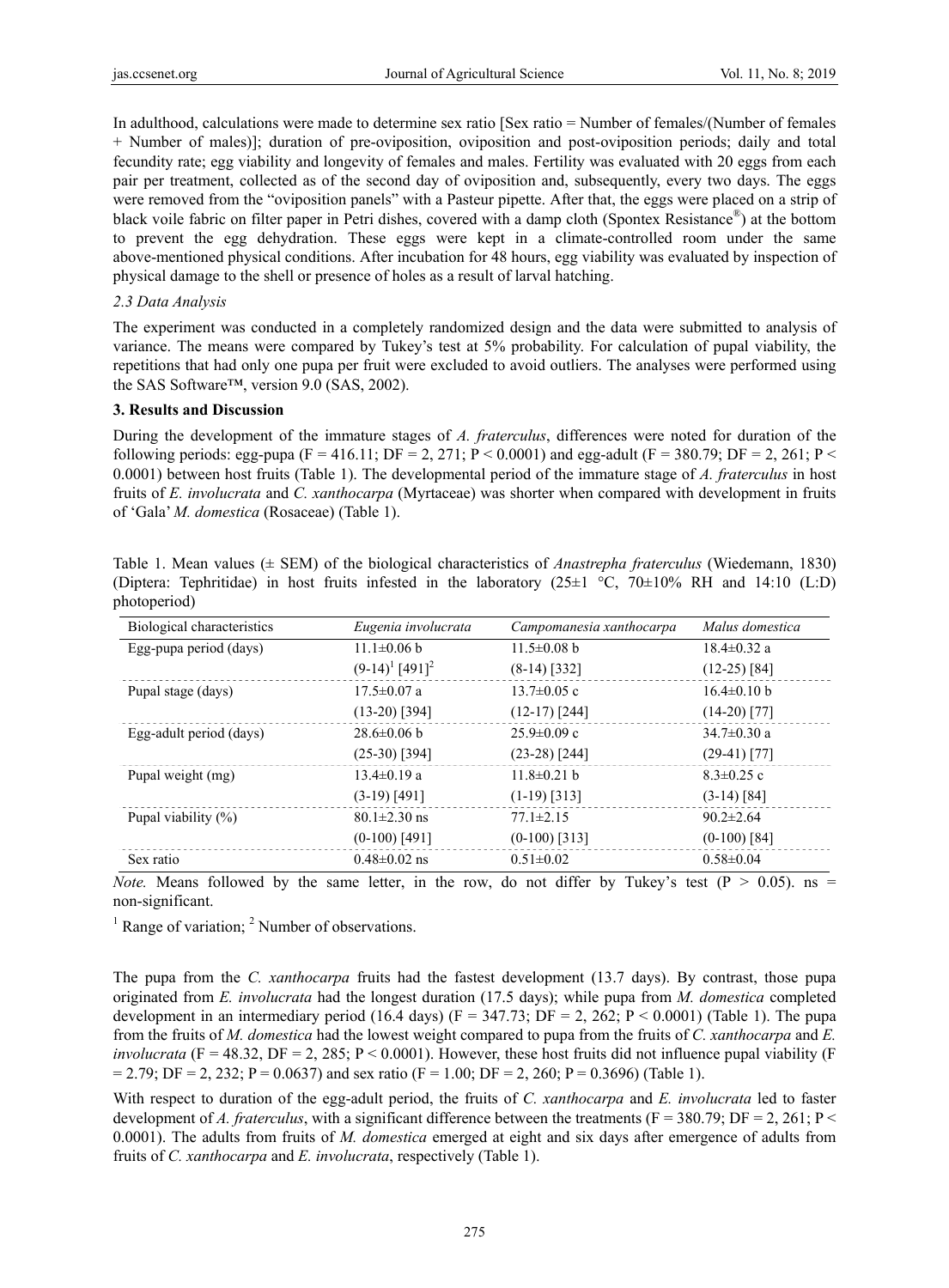In adulthood, calculations were made to determine sex ratio [Sex ratio = Number of females/(Number of females + Number of males)]; duration of pre-oviposition, oviposition and post-oviposition periods; daily and total fecundity rate; egg viability and longevity of females and males. Fertility was evaluated with 20 eggs from each pair per treatment, collected as of the second day of oviposition and, subsequently, every two days. The eggs were removed from the "oviposition panels" with a Pasteur pipette. After that, the eggs were placed on a strip of black voile fabric on filter paper in Petri dishes, covered with a damp cloth (Spontex Resistance®) at the bottom to prevent the egg dehydration. These eggs were kept in a climate-controlled room under the same above-mentioned physical conditions. After incubation for 48 hours, egg viability was evaluated by inspection of physical damage to the shell or presence of holes as a result of larval hatching.

### 2.3 Data Analysis

The experiment was conducted in a completely randomized design and the data were submitted to analysis of variance. The means were compared by Tukey's test at 5% probability. For calculation of pupal viability, the repetitions that had only one pupa per fruit were excluded to avoid outliers. The analyses were performed using the SAS Software™, version 9.0 (SAS, 2002).

## 3. Results and Discussion

During the development of the immature stages of *A. fraterculus*, differences were noted for duration of the following periods: egg-pupa ($F = 416.11$; $DF = 2, 271$; $P < 0.0001$) and egg-adult ($F = 380.79$; $DF = 2, 261$; $P < 0.0001$) between host fruits (Table 1). The developmental period of the immature stage of *A. fraterculus* in host fruits of *E. involucrata* and *C. xanthocarpa* (Myrtaceae) was shorter when compared with development in fruits of 'Gala' *M. domestica* (Rosaceae) (Table 1).

Table 1. Mean values (± SEM) of the biological characteristics of *Anastrepha fraterculus* (Wiedemann, 1830) (Diptera: Tephritidae) in host fruits infested in the laboratory (25±1 °C, 70±10% RH and 14:10 (L:D) photoperiod)

| Biological characteristics | *Eugenia involucrata* | *Campomanesia xanthocarpa* | *Malus domestica* |
|---|---|---|---|
| Egg-pupa period (days) | 11.1±0.06 b | 11.5±0.08 b | 18.4±0.32 a |
| | (9-14)[1] [491][2] | (8-14) [332] | (12-25) [84] |
| Pupal stage (days) | 17.5±0.07 a | 13.7±0.05 c | 16.4±0.10 b |
| | (13-20) [394] | (12-17) [244] | (14-20) [77] |
| Egg-adult period (days) | 28.6±0.06 b | 25.9±0.09 c | 34.7±0.30 a |
| | (25-30) [394] | (23-28) [244] | (29-41) [77] |
| Pupal weight (mg) | 13.4±0.19 a | 11.8±0.21 b | 8.3±0.25 c |
| | (3-19) [491] | (1-19) [313] | (3-14) [84] |
| Pupal viability (%) | 80.1±2.30 ns | 77.1±2.15 | 90.2±2.64 |
| | (0-100) [491] | (0-100) [313] | (0-100) [84] |
| Sex ratio | 0.48±0.02 ns | 0.51±0.02 | 0.58±0.04 |

*Note.* Means followed by the same letter, in the row, do not differ by Tukey's test ($P > 0.05$). ns = non-significant.

[1] Range of variation; [2] Number of observations.

The pupa from the *C. xanthocarpa* fruits had the fastest development (13.7 days). By contrast, those pupa originated from *E. involucrata* had the longest duration (17.5 days); while pupa from *M. domestica* completed development in an intermediary period (16.4 days) ($F = 347.73$; $DF = 2, 262$; $P < 0.0001$) (Table 1). The pupa from the fruits of *M. domestica* had the lowest weight compared to pupa from the fruits of *C. xanthocarpa* and *E. involucrata* ($F = 48.32$, $DF = 2, 285$; $P < 0.0001$). However, these host fruits did not influence pupal viability ($F = 2.79$; $DF = 2, 232$; $P = 0.0637$) and sex ratio ($F = 1.00$; $DF = 2, 260$; $P = 0.3696$) (Table 1).

With respect to duration of the egg-adult period, the fruits of *C. xanthocarpa* and *E. involucrata* led to faster development of *A. fraterculus*, with a significant difference between the treatments ($F = 380.79$; $DF = 2, 261$; $P < 0.0001$). The adults from fruits of *M. domestica* emerged at eight and six days after emergence of adults from fruits of *C. xanthocarpa* and *E. involucrata*, respectively (Table 1).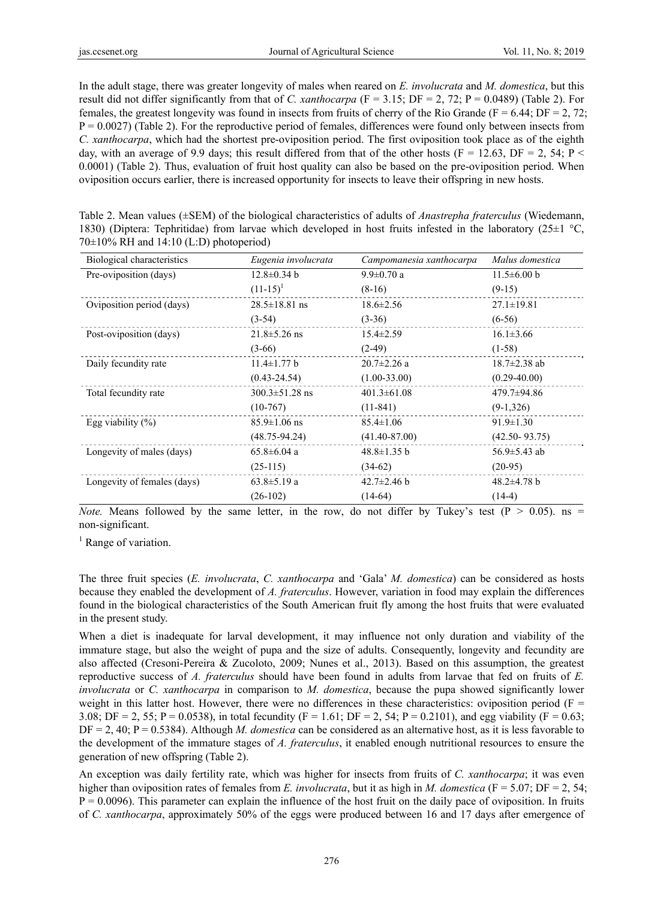In the adult stage, there was greater longevity of males when reared on *E. involucrata* and *M. domestica*, but this result did not differ significantly from that of *C. xanthocarpa* ($F = 3.15$; $DF = 2, 72$; $P = 0.0489$) (Table 2). For females, the greatest longevity was found in insects from fruits of cherry of the Rio Grande ($F = 6.44$; $DF = 2, 72$; $P = 0.0027$) (Table 2). For the reproductive period of females, differences were found only between insects from *C. xanthocarpa*, which had the shortest pre-oviposition period. The first oviposition took place as of the eighth day, with an average of 9.9 days; this result differed from that of the other hosts ($F = 12.63$, $DF = 2, 54$; $P < 0.0001$) (Table 2). Thus, evaluation of fruit host quality can also be based on the pre-oviposition period. When oviposition occurs earlier, there is increased opportunity for insects to leave their offspring in new hosts.

Table 2. Mean values (±SEM) of the biological characteristics of adults of *Anastrepha fraterculus* (Wiedemann, 1830) (Diptera: Tephritidae) from larvae which developed in host fruits infested in the laboratory (25±1 °C, 70±10% RH and 14:10 (L:D) photoperiod)

| Biological characteristics | *Eugenia involucrata* | *Campomanesia xanthocarpa* | *Malus domestica* |
|---|---|---|---|
| Pre-oviposition (days) | 12.8±0.34 b | 9.9±0.70 a | 11.5±6.00 b |
| | (11-15)[1] | (8-16) | (9-15) |
| Oviposition period (days) | 28.5±18.81 ns | 18.6±2.56 | 27.1±19.81 |
| | (3-54) | (3-36) | (6-56) |
| Post-oviposition (days) | 21.8±5.26 ns | 15.4±2.59 | 16.1±3.66 |
| | (3-66) | (2-49) | (1-58) |
| Daily fecundity rate | 11.4±1.77 b | 20.7±2.26 a | 18.7±2.38 ab |
| | (0.43-24.54) | (1.00-33.00) | (0.29-40.00) |
| Total fecundity rate | 300.3±51.28 ns | 401.3±61.08 | 479.7±94.86 |
| | (10-767) | (11-841) | (9-1,326) |
| Egg viability (%) | 85.9±1.06 ns | 85.4±1.06 | 91.9±1.30 |
| | (48.75-94.24) | (41.40-87.00) | (42.50- 93.75) |
| Longevity of males (days) | 65.8±6.04 a | 48.8±1.35 b | 56.9±5.43 ab |
| | (25-115) | (34-62) | (20-95) |
| Longevity of females (days) | 63.8±5.19 a | 42.7±2.46 b | 48.2±4.78 b |
| | (26-102) | (14-64) | (14-4) |

*Note.* Means followed by the same letter, in the row, do not differ by Tukey's test ($P > 0.05$). ns = non-significant.

[1] Range of variation.

The three fruit species (*E. involucrata*, *C. xanthocarpa* and 'Gala' *M. domestica*) can be considered as hosts because they enabled the development of *A. fraterculus*. However, variation in food may explain the differences found in the biological characteristics of the South American fruit fly among the host fruits that were evaluated in the present study.

When a diet is inadequate for larval development, it may influence not only duration and viability of the immature stage, but also the weight of pupa and the size of adults. Consequently, longevity and fecundity are also affected (Cresoni-Pereira & Zucoloto, 2009; Nunes et al., 2013). Based on this assumption, the greatest reproductive success of *A. fraterculus* should have been found in adults from larvae that fed on fruits of *E. involucrata* or *C. xanthocarpa* in comparison to *M. domestica*, because the pupa showed significantly lower weight in this latter host. However, there were no differences in these characteristics: oviposition period ($F = 3.08$; $DF = 2, 55$; $P = 0.0538$), in total fecundity ($F = 1.61$; $DF = 2, 54$; $P = 0.2101$), and egg viability ($F = 0.63$; $DF = 2, 40$; $P = 0.5384$). Although *M. domestica* can be considered as an alternative host, as it is less favorable to the development of the immature stages of *A. fraterculus*, it enabled enough nutritional resources to ensure the generation of new offspring (Table 2).

An exception was daily fertility rate, which was higher for insects from fruits of *C. xanthocarpa*; it was even higher than oviposition rates of females from *E. involucrata*, but it as high in *M. domestica* ($F = 5.07$; $DF = 2, 54$; $P = 0.0096$). This parameter can explain the influence of the host fruit on the daily pace of oviposition. In fruits of *C. xanthocarpa*, approximately 50% of the eggs were produced between 16 and 17 days after emergence of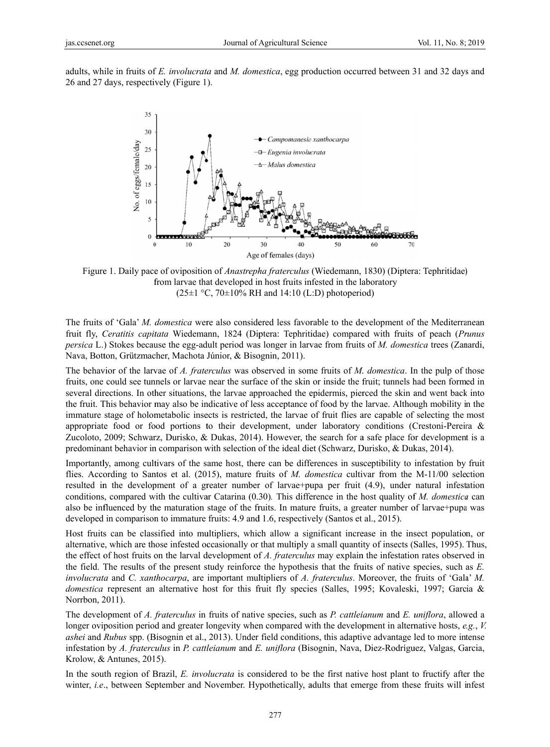adults, while in fruits of *E. involucrata* and *M. domestica*, egg production occurred between 31 and 32 days and 26 and 27 days, respectively (Figure 1).

Figure 1. Daily pace of oviposition of *Anastrepha fraterculus* (Wiedemann, 1830) (Diptera: Tephritidae) from larvae that developed in host fruits infested in the laboratory (25±1 °C, 70±10% RH and 14:10 (L:D) photoperiod)

The fruits of 'Gala' *M. domestica* were also considered less favorable to the development of the Mediterranean fruit fly, *Ceratitis capitata* Wiedemann, 1824 (Diptera: Tephritidae) compared with fruits of peach (*Prunus persica* L.) Stokes because the egg-adult period was longer in larvae from fruits of *M. domestica* trees (Zanardi, Nava, Botton, Grützmacher, Machota Júnior, & Bisognin, 2011).

The behavior of the larvae of *A. fraterculus* was observed in some fruits of *M. domestica*. In the pulp of those fruits, one could see tunnels or larvae near the surface of the skin or inside the fruit; tunnels had been formed in several directions. In other situations, the larvae approached the epidermis, pierced the skin and went back into the fruit. This behavior may also be indicative of less acceptance of food by the larvae. Although mobility in the immature stage of holometabolic insects is restricted, the larvae of fruit flies are capable of selecting the most appropriate food or food portions to their development, under laboratory conditions (Crestoni-Pereira & Zucoloto, 2009; Schwarz, Durisko, & Dukas, 2014). However, the search for a safe place for development is a predominant behavior in comparison with selection of the ideal diet (Schwarz, Durisko, & Dukas, 2014).

Importantly, among cultivars of the same host, there can be differences in susceptibility to infestation by fruit flies. According to Santos et al. (2015), mature fruits of *M. domestica* cultivar from the M-11/00 selection resulted in the development of a greater number of larvae+pupa per fruit (4.9), under natural infestation conditions, compared with the cultivar Catarina (0.30). This difference in the host quality of *M. domestica* can also be influenced by the maturation stage of the fruits. In mature fruits, a greater number of larvae+pupa was developed in comparison to immature fruits: 4.9 and 1.6, respectively (Santos et al., 2015).

Host fruits can be classified into multipliers, which allow a significant increase in the insect population, or alternative, which are those infested occasionally or that multiply a small quantity of insects (Salles, 1995). Thus, the effect of host fruits on the larval development of *A. fraterculus* may explain the infestation rates observed in the field. The results of the present study reinforce the hypothesis that the fruits of native species, such as *E. involucrata* and *C. xanthocarpa*, are important multipliers of *A. fraterculus*. Moreover, the fruits of 'Gala' *M. domestica* represent an alternative host for this fruit fly species (Salles, 1995; Kovaleski, 1997; Garcia & Norrbon, 2011).

The development of *A. fraterculus* in fruits of native species, such as *P. cattleianum* and *E. uniflora*, allowed a longer oviposition period and greater longevity when compared with the development in alternative hosts, *e.g.*, *V. ashei* and *Rubus* spp. (Bisognin et al., 2013). Under field conditions, this adaptive advantage led to more intense infestation by *A. fraterculus* in *P. cattleianum* and *E. uniflora* (Bisognin, Nava, Diez-Rodríguez, Valgas, Garcia, Krolow, & Antunes, 2015).

In the south region of Brazil, *E. involucrata* is considered to be the first native host plant to fructify after the winter, *i.e.*, between September and November. Hypothetically, adults that emerge from these fruits will infest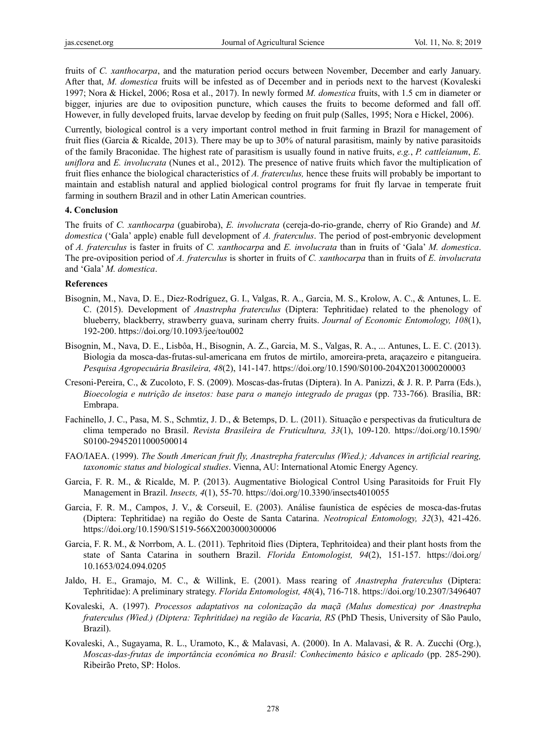fruits of *C. xanthocarpa*, and the maturation period occurs between November, December and early January. After that, *M. domestica* fruits will be infested as of December and in periods next to the harvest (Kovaleski 1997; Nora & Hickel, 2006; Rosa et al., 2017). In newly formed *M. domestica* fruits, with 1.5 cm in diameter or bigger, injuries are due to oviposition puncture, which causes the fruits to become deformed and fall off. However, in fully developed fruits, larvae develop by feeding on fruit pulp (Salles, 1995; Nora e Hickel, 2006).

Currently, biological control is a very important control method in fruit farming in Brazil for management of fruit flies (Garcia & Ricalde, 2013). There may be up to 30% of natural parasitism, mainly by native parasitoids of the family Braconidae. The highest rate of parasitism is usually found in native fruits, *e.g.*, *P. cattleianum*, *E. uniflora* and *E. involucrata* (Nunes et al., 2012). The presence of native fruits which favor the multiplication of fruit flies enhance the biological characteristics of *A. fraterculus,* hence these fruits will probably be important to maintain and establish natural and applied biological control programs for fruit fly larvae in temperate fruit farming in southern Brazil and in other Latin American countries.

## 4. Conclusion

The fruits of *C. xanthocarpa* (guabiroba), *E. involucrata* (cereja-do-rio-grande, cherry of Rio Grande) and *M. domestica* ('Gala' apple) enable full development of *A. fraterculus*. The period of post-embryonic development of *A. fraterculus* is faster in fruits of *C. xanthocarpa* and *E. involucrata* than in fruits of 'Gala' *M. domestica*. The pre-oviposition period of *A. fraterculus* is shorter in fruits of *C. xanthocarpa* than in fruits of *E. involucrata* and 'Gala' *M. domestica*.

## References

Bisognin, M., Nava, D. E., Diez-Rodríguez, G. I., Valgas, R. A., Garcia, M. S., Krolow, A. C., & Antunes, L. E. C. (2015). Development of *Anastrepha fraterculus* (Diptera: Tephritidae) related to the phenology of blueberry, blackberry, strawberry guava, surinam cherry fruits. *Journal of Economic Entomology, 108*(1), 192-200. https://doi.org/10.1093/jee/tou002

Bisognin, M., Nava, D. E., Lisbôa, H., Bisognin, A. Z., Garcia, M. S., Valgas, R. A., ... Antunes, L. E. C. (2013). Biologia da mosca-das-frutas-sul-americana em frutos de mirtilo, amoreira-preta, araçazeiro e pitangueira. *Pesquisa Agropecuária Brasileira, 48*(2), 141-147. https://doi.org/10.1590/S0100-204X2013000200003

Cresoni-Pereira, C., & Zucoloto, F. S. (2009). Moscas-das-frutas (Diptera). In A. Panizzi, & J. R. P. Parra (Eds.), *Bioecologia e nutrição de insetos: base para o manejo integrado de pragas* (pp. 733-766)*.* Brasília, BR: Embrapa.

Fachinello, J. C., Pasa, M. S., Schmtiz, J. D., & Betemps, D. L. (2011). Situação e perspectivas da fruticultura de clima temperado no Brasil. *Revista Brasileira de Fruticultura, 33*(1), 109-120. https://doi.org/10.1590/S0100-29452011000500014

FAO/IAEA. (1999). *The South American fruit fly, Anastrepha fraterculus (Wied.); Advances in artificial rearing, taxonomic status and biological studies*. Vienna, AU: International Atomic Energy Agency.

Garcia, F. R. M., & Ricalde, M. P. (2013). Augmentative Biological Control Using Parasitoids for Fruit Fly Management in Brazil. *Insects, 4*(1), 55-70. https://doi.org/10.3390/insects4010055

Garcia, F. R. M., Campos, J. V., & Corseuil, E. (2003). Análise faunística de espécies de mosca-das-frutas (Diptera: Tephritidae) na região do Oeste de Santa Catarina. *Neotropical Entomology, 32*(3), 421-426. https://doi.org/10.1590/S1519-566X2003000300006

Garcia, F. R. M., & Norrbom, A. L. (2011). Tephritoid flies (Diptera, Tephritoidea) and their plant hosts from the state of Santa Catarina in southern Brazil. *Florida Entomologist, 94*(2), 151-157. https://doi.org/10.1653/024.094.0205

Jaldo, H. E., Gramajo, M. C., & Willink, E. (2001). Mass rearing of *Anastrepha fraterculus* (Diptera: Tephritidae): A preliminary strategy. *Florida Entomologist, 48*(4), 716-718. https://doi.org/10.2307/3496407

Kovaleski, A. (1997). *Processos adaptativos na colonização da maçã (Malus domestica) por Anastrepha fraterculus (Wied.) (Diptera: Tephritidae) na região de Vacaria, RS* (PhD Thesis, University of São Paulo, Brazil).

Kovaleski, A., Sugayama, R. L., Uramoto, K., & Malavasi, A. (2000). In A. Malavasi, & R. A. Zucchi (Org.), *Moscas-das-frutas de importância econômica no Brasil: Conhecimento básico e aplicado* (pp. 285-290). Ribeirão Preto, SP: Holos.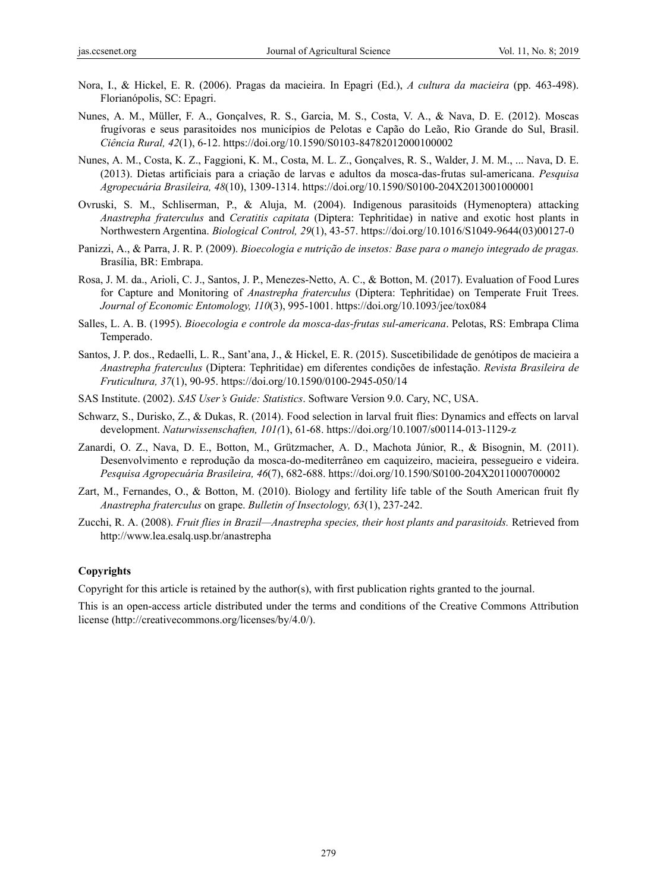Nora, I., & Hickel, E. R. (2006). Pragas da macieira. In Epagri (Ed.), *A cultura da macieira* (pp. 463-498). Florianópolis, SC: Epagri.

Nunes, A. M., Müller, F. A., Gonçalves, R. S., Garcia, M. S., Costa, V. A., & Nava, D. E. (2012). Moscas frugívoras e seus parasitoides nos municípios de Pelotas e Capão do Leão, Rio Grande do Sul, Brasil. *Ciência Rural, 42*(1), 6-12. https://doi.org/10.1590/S0103-84782012000100002

Nunes, A. M., Costa, K. Z., Faggioni, K. M., Costa, M. L. Z., Gonçalves, R. S., Walder, J. M. M., ... Nava, D. E. (2013). Dietas artificiais para a criação de larvas e adultos da mosca-das-frutas sul-americana. *Pesquisa Agropecuária Brasileira, 48*(10), 1309-1314. https://doi.org/10.1590/S0100-204X2013001000001

Ovruski, S. M., Schliserman, P., & Aluja, M. (2004). Indigenous parasitoids (Hymenoptera) attacking *Anastrepha fraterculus* and *Ceratitis capitata* (Diptera: Tephritidae) in native and exotic host plants in Northwestern Argentina. *Biological Control, 29*(1), 43-57. https://doi.org/10.1016/S1049-9644(03)00127-0

Panizzi, A., & Parra, J. R. P. (2009). *Bioecologia e nutrição de insetos: Base para o manejo integrado de pragas.* Brasília, BR: Embrapa.

Rosa, J. M. da., Arioli, C. J., Santos, J. P., Menezes-Netto, A. C., & Botton, M. (2017). Evaluation of Food Lures for Capture and Monitoring of *Anastrepha fraterculus* (Diptera: Tephritidae) on Temperate Fruit Trees. *Journal of Economic Entomology, 110*(3), 995-1001. https://doi.org/10.1093/jee/tox084

Salles, L. A. B. (1995). *Bioecologia e controle da mosca-das-frutas sul-americana*. Pelotas, RS: Embrapa Clima Temperado.

Santos, J. P. dos., Redaelli, L. R., Sant'ana, J., & Hickel, E. R. (2015). Suscetibilidade de genótipos de macieira a *Anastrepha fraterculus* (Diptera: Tephritidae) em diferentes condições de infestação. *Revista Brasileira de Fruticultura, 37*(1), 90-95. https://doi.org/10.1590/0100-2945-050/14

SAS Institute. (2002). *SAS User's Guide: Statistics*. Software Version 9.0. Cary, NC, USA.

Schwarz, S., Durisko, Z., & Dukas, R. (2014). Food selection in larval fruit flies: Dynamics and effects on larval development. *Naturwissenschaften, 101(*1), 61-68. https://doi.org/10.1007/s00114-013-1129-z

Zanardi, O. Z., Nava, D. E., Botton, M., Grützmacher, A. D., Machota Júnior, R., & Bisognin, M. (2011). Desenvolvimento e reprodução da mosca-do-mediterrâneo em caquizeiro, macieira, pessegueiro e videira. *Pesquisa Agropecuária Brasileira, 46*(7), 682-688. https://doi.org/10.1590/S0100-204X2011000700002

Zart, M., Fernandes, O., & Botton, M. (2010). Biology and fertility life table of the South American fruit fly *Anastrepha fraterculus* on grape. *Bulletin of Insectology, 63*(1), 237-242.

Zucchi, R. A. (2008). *Fruit flies in Brazil—Anastrepha species, their host plants and parasitoids.* Retrieved from http://www.lea.esalq.usp.br/anastrepha

**Copyrights**

Copyright for this article is retained by the author(s), with first publication rights granted to the journal.

This is an open-access article distributed under the terms and conditions of the Creative Commons Attribution license (http://creativecommons.org/licenses/by/4.0/).